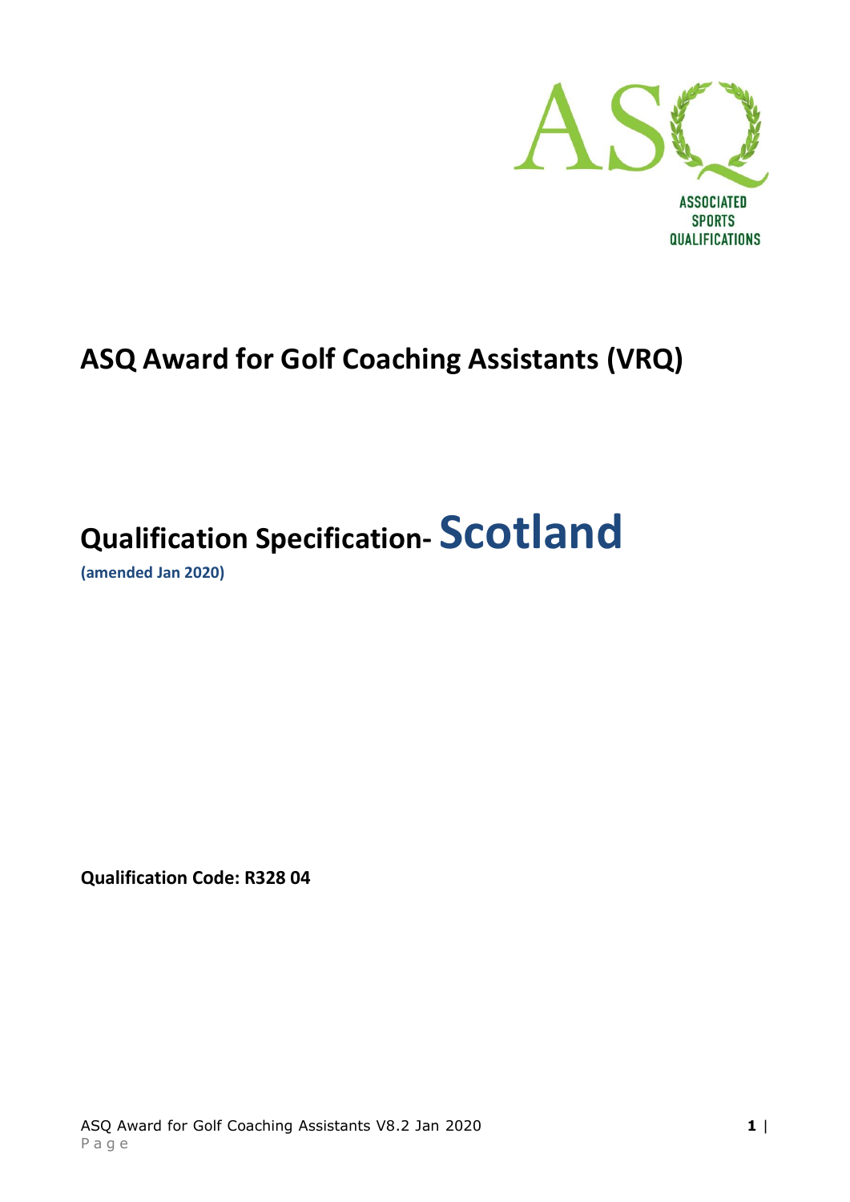ASSOCIATED SPORTS QUALIFICATIONS

# ASQ Award for Golf Coaching Assistants (VRQ)

## Qualification Specification- Scotland

**(amended Jan 2020)**

**Qualification Code: R328 04**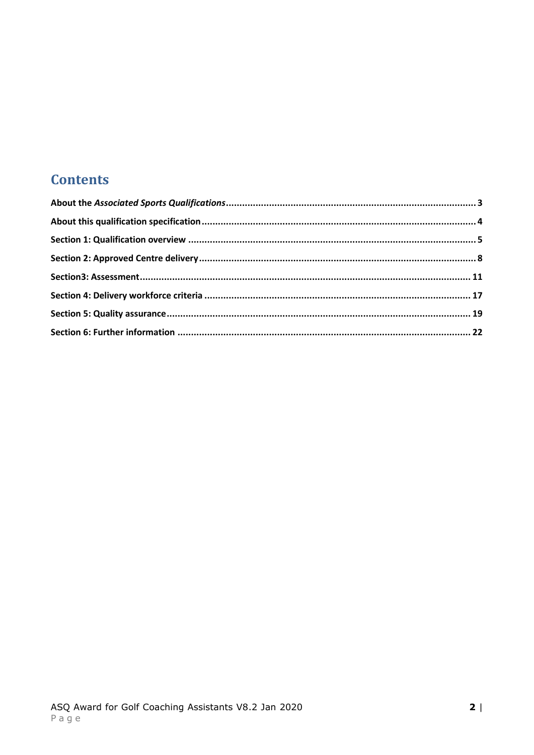## Contents

**About the *Associated Sports Qualifications*** ... 3

**About this qualification specification** ... 4

**Section 1: Qualification overview** ... 5

**Section 2: Approved Centre delivery** ... 8

**Section3: Assessment** ... 11

**Section 4: Delivery workforce criteria** ... 17

**Section 5: Quality assurance** ... 19

**Section 6: Further information** ... 22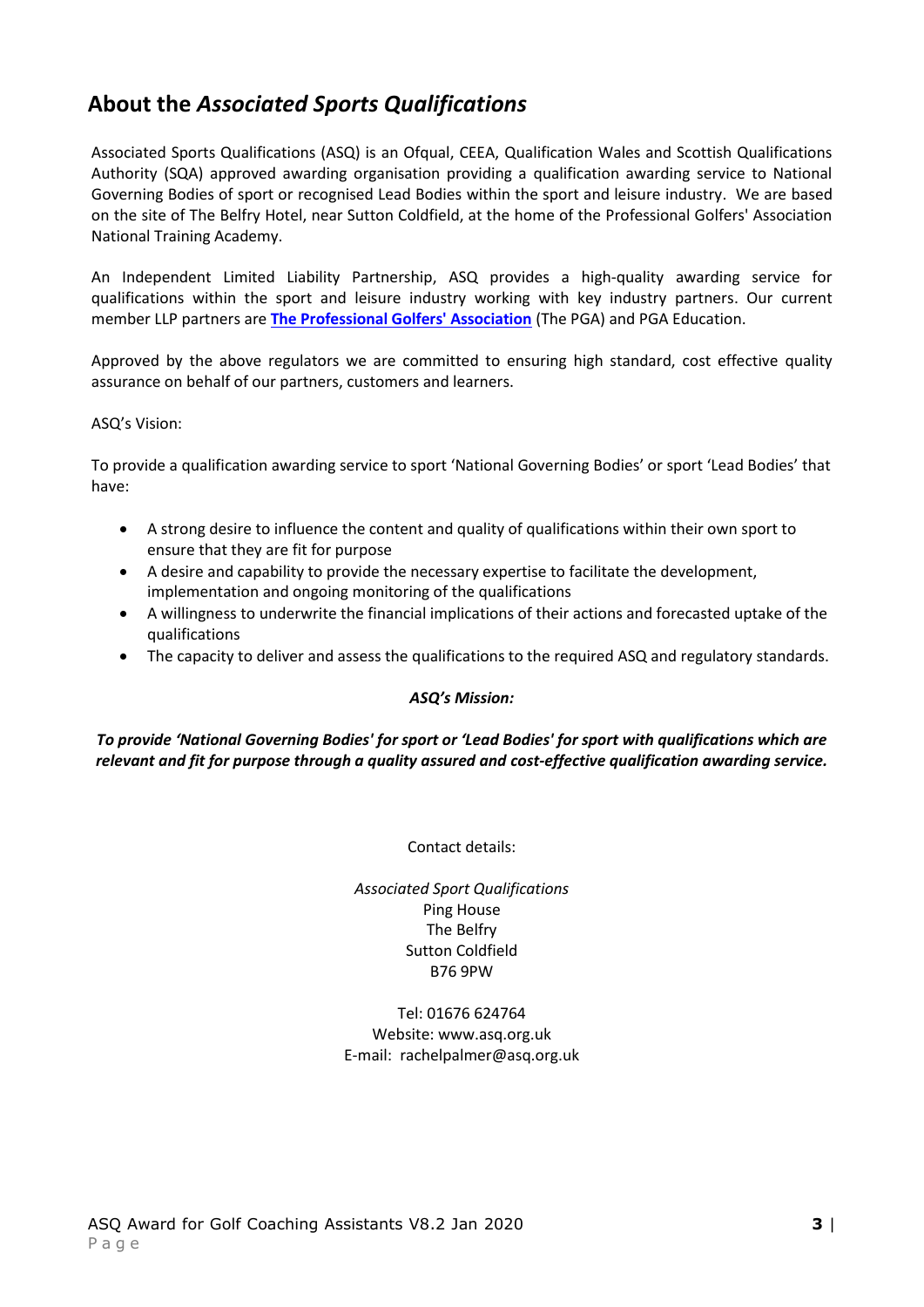## About the *Associated Sports Qualifications*

Associated Sports Qualifications (ASQ) is an Ofqual, CEEA, Qualification Wales and Scottish Qualifications Authority (SQA) approved awarding organisation providing a qualification awarding service to National Governing Bodies of sport or recognised Lead Bodies within the sport and leisure industry. We are based on the site of The Belfry Hotel, near Sutton Coldfield, at the home of the Professional Golfers' Association National Training Academy.

An Independent Limited Liability Partnership, ASQ provides a high-quality awarding service for qualifications within the sport and leisure industry working with key industry partners. Our current member LLP partners are **The Professional Golfers' Association** (The PGA) and PGA Education.

Approved by the above regulators we are committed to ensuring high standard, cost effective quality assurance on behalf of our partners, customers and learners.

ASQ's Vision:

To provide a qualification awarding service to sport 'National Governing Bodies' or sport 'Lead Bodies' that have:

- A strong desire to influence the content and quality of qualifications within their own sport to ensure that they are fit for purpose
- A desire and capability to provide the necessary expertise to facilitate the development, implementation and ongoing monitoring of the qualifications
- A willingness to underwrite the financial implications of their actions and forecasted uptake of the qualifications
- The capacity to deliver and assess the qualifications to the required ASQ and regulatory standards.

***ASQ's Mission:***

***To provide 'National Governing Bodies' for sport or 'Lead Bodies' for sport with qualifications which are relevant and fit for purpose through a quality assured and cost-effective qualification awarding service.***

Contact details:

*Associated Sport Qualifications*
Ping House
The Belfry
Sutton Coldfield
B76 9PW

Tel: 01676 624764
Website: www.asq.org.uk
E-mail: rachelpalmer@asq.org.uk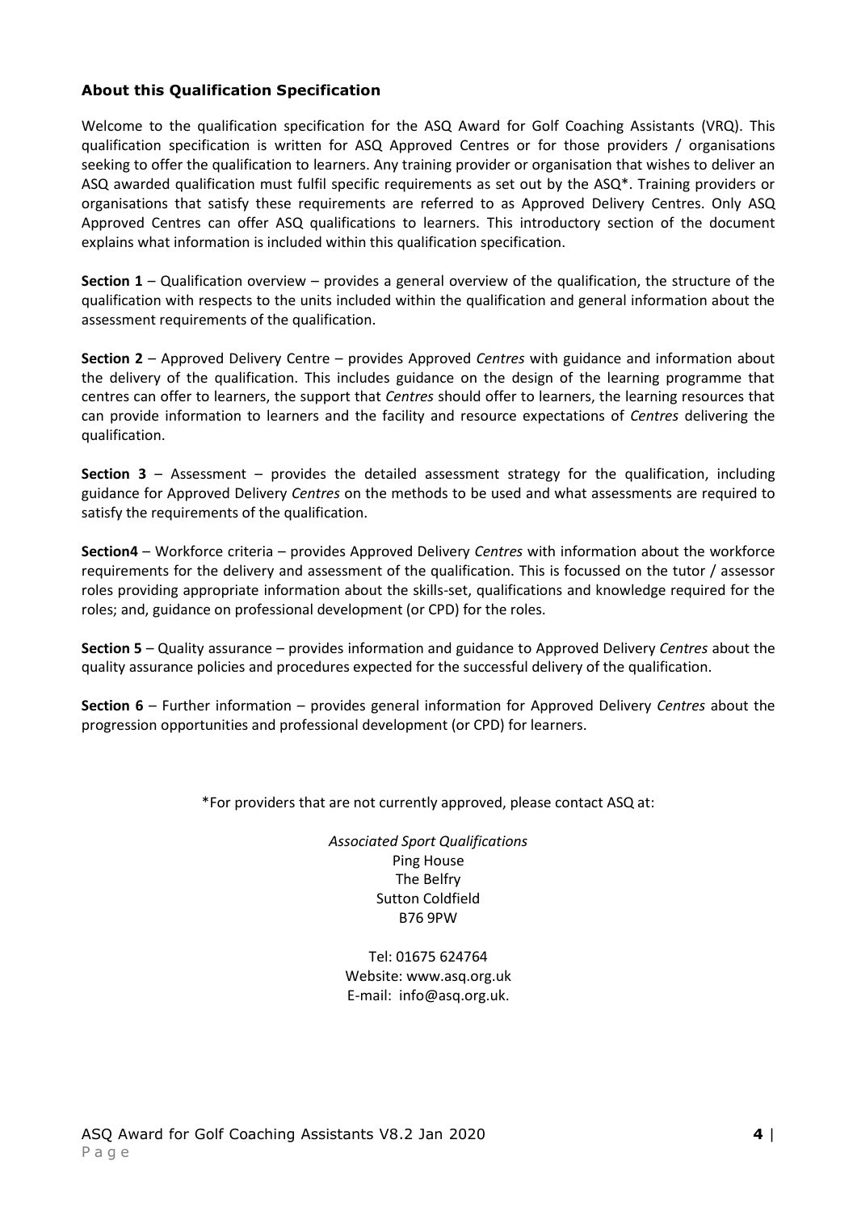### About this Qualification Specification

Welcome to the qualification specification for the ASQ Award for Golf Coaching Assistants (VRQ). This qualification specification is written for ASQ Approved Centres or for those providers / organisations seeking to offer the qualification to learners. Any training provider or organisation that wishes to deliver an ASQ awarded qualification must fulfil specific requirements as set out by the ASQ*. Training providers or organisations that satisfy these requirements are referred to as Approved Delivery Centres. Only ASQ Approved Centres can offer ASQ qualifications to learners. This introductory section of the document explains what information is included within this qualification specification.

**Section 1** – Qualification overview – provides a general overview of the qualification, the structure of the qualification with respects to the units included within the qualification and general information about the assessment requirements of the qualification.

**Section 2** – Approved Delivery Centre – provides Approved *Centres* with guidance and information about the delivery of the qualification. This includes guidance on the design of the learning programme that centres can offer to learners, the support that *Centres* should offer to learners, the learning resources that can provide information to learners and the facility and resource expectations of *Centres* delivering the qualification.

**Section 3** – Assessment – provides the detailed assessment strategy for the qualification, including guidance for Approved Delivery *Centres* on the methods to be used and what assessments are required to satisfy the requirements of the qualification.

**Section4** – Workforce criteria – provides Approved Delivery *Centres* with information about the workforce requirements for the delivery and assessment of the qualification. This is focussed on the tutor / assessor roles providing appropriate information about the skills-set, qualifications and knowledge required for the roles; and, guidance on professional development (or CPD) for the roles.

**Section 5** – Quality assurance – provides information and guidance to Approved Delivery *Centres* about the quality assurance policies and procedures expected for the successful delivery of the qualification.

**Section 6** – Further information – provides general information for Approved Delivery *Centres* about the progression opportunities and professional development (or CPD) for learners.

*For providers that are not currently approved, please contact ASQ at:

*Associated Sport Qualifications*
Ping House
The Belfry
Sutton Coldfield
B76 9PW

Tel: 01675 624764
Website: www.asq.org.uk
E-mail: info@asq.org.uk.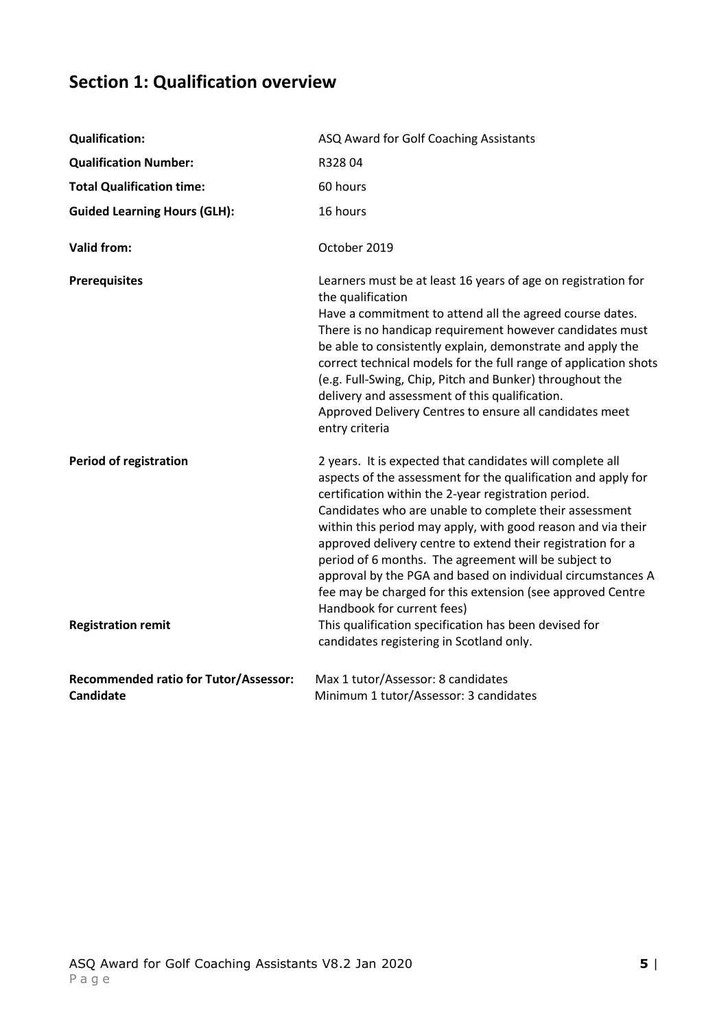## Section 1: Qualification overview

| | |
|---|---|
| **Qualification:** | ASQ Award for Golf Coaching Assistants |
| **Qualification Number:** | R328 04 |
| **Total Qualification time:** | 60 hours |
| **Guided Learning Hours (GLH):** | 16 hours |
| **Valid from:** | October 2019 |
| **Prerequisites** | Learners must be at least 16 years of age on registration for the qualification<br>Have a commitment to attend all the agreed course dates.<br>There is no handicap requirement however candidates must be able to consistently explain, demonstrate and apply the correct technical models for the full range of application shots (e.g. Full-Swing, Chip, Pitch and Bunker) throughout the delivery and assessment of this qualification.<br>Approved Delivery Centres to ensure all candidates meet entry criteria |
| **Period of registration** | 2 years. It is expected that candidates will complete all aspects of the assessment for the qualification and apply for certification within the 2-year registration period. Candidates who are unable to complete their assessment within this period may apply, with good reason and via their approved delivery centre to extend their registration for a period of 6 months. The agreement will be subject to approval by the PGA and based on individual circumstances A fee may be charged for this extension (see approved Centre Handbook for current fees) |
| **Registration remit** | This qualification specification has been devised for candidates registering in Scotland only. |
| **Recommended ratio for Tutor/Assessor: Candidate** | Max 1 tutor/Assessor: 8 candidates<br>Minimum 1 tutor/Assessor: 3 candidates |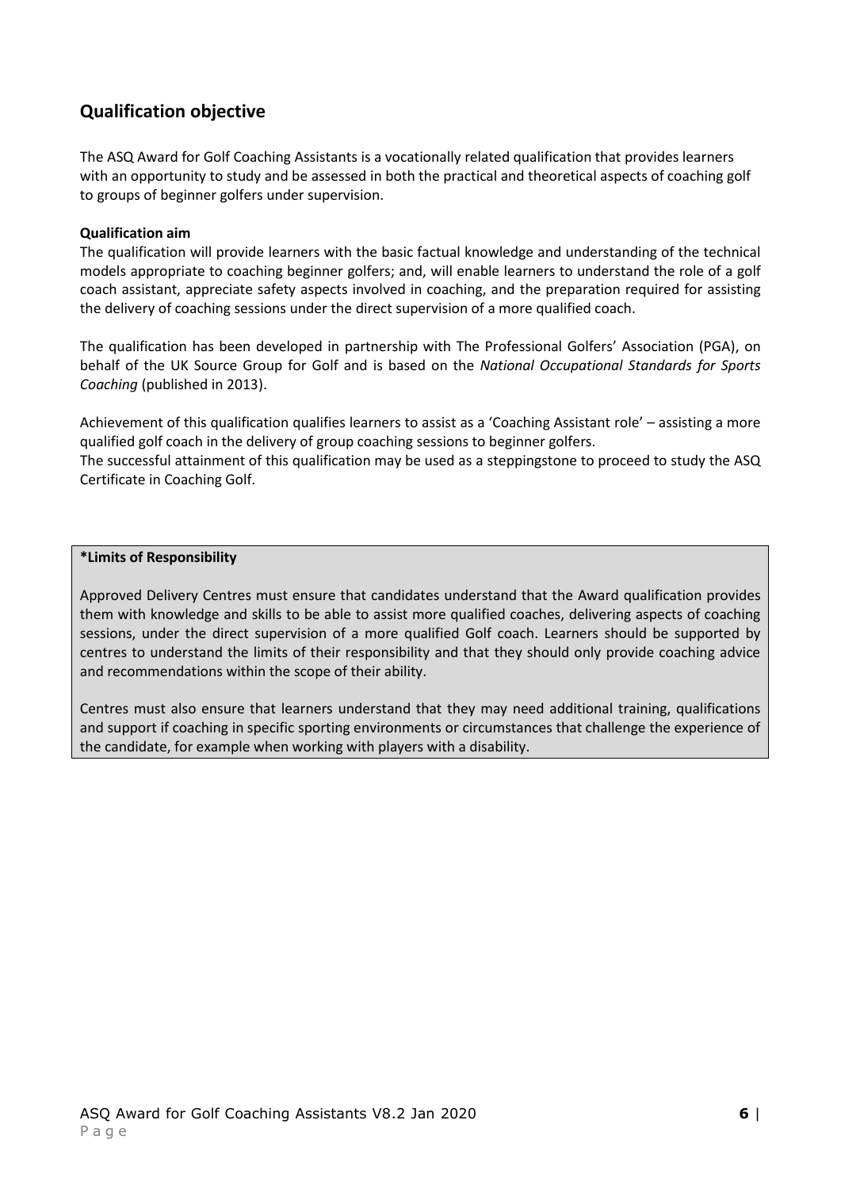## Qualification objective

The ASQ Award for Golf Coaching Assistants is a vocationally related qualification that provides learners with an opportunity to study and be assessed in both the practical and theoretical aspects of coaching golf to groups of beginner golfers under supervision.

**Qualification aim**

The qualification will provide learners with the basic factual knowledge and understanding of the technical models appropriate to coaching beginner golfers; and, will enable learners to understand the role of a golf coach assistant, appreciate safety aspects involved in coaching, and the preparation required for assisting the delivery of coaching sessions under the direct supervision of a more qualified coach.

The qualification has been developed in partnership with The Professional Golfers' Association (PGA), on behalf of the UK Source Group for Golf and is based on the *National Occupational Standards for Sports Coaching* (published in 2013).

Achievement of this qualification qualifies learners to assist as a 'Coaching Assistant role' – assisting a more qualified golf coach in the delivery of group coaching sessions to beginner golfers.
The successful attainment of this qualification may be used as a steppingstone to proceed to study the ASQ Certificate in Coaching Golf.

**\*Limits of Responsibility**

Approved Delivery Centres must ensure that candidates understand that the Award qualification provides them with knowledge and skills to be able to assist more qualified coaches, delivering aspects of coaching sessions, under the direct supervision of a more qualified Golf coach. Learners should be supported by centres to understand the limits of their responsibility and that they should only provide coaching advice and recommendations within the scope of their ability.

Centres must also ensure that learners understand that they may need additional training, qualifications and support if coaching in specific sporting environments or circumstances that challenge the experience of the candidate, for example when working with players with a disability.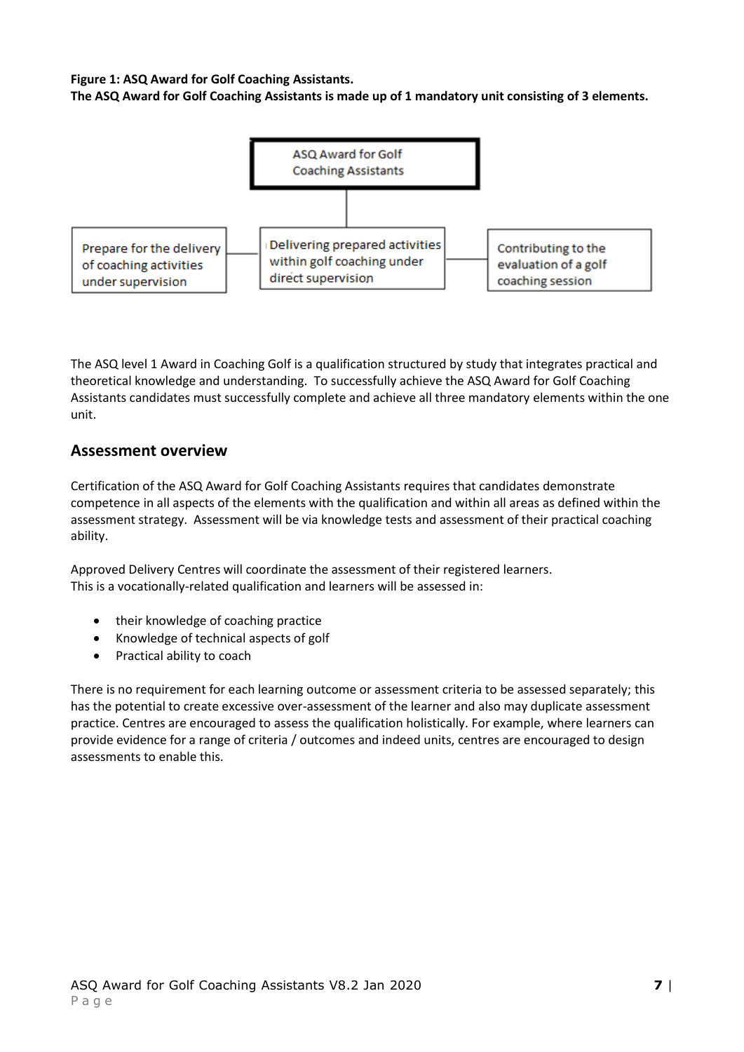**Figure 1: ASQ Award for Golf Coaching Assistants.**
**The ASQ Award for Golf Coaching Assistants is made up of 1 mandatory unit consisting of 3 elements.**

ASQ Award for Golf Coaching Assistants

- Prepare for the delivery of coaching activities under supervision
- Delivering prepared activities within golf coaching under direct supervision
- Contributing to the evaluation of a golf coaching session

The ASQ level 1 Award in Coaching Golf is a qualification structured by study that integrates practical and theoretical knowledge and understanding. To successfully achieve the ASQ Award for Golf Coaching Assistants candidates must successfully complete and achieve all three mandatory elements within the one unit.

## Assessment overview

Certification of the ASQ Award for Golf Coaching Assistants requires that candidates demonstrate competence in all aspects of the elements with the qualification and within all areas as defined within the assessment strategy. Assessment will be via knowledge tests and assessment of their practical coaching ability.

Approved Delivery Centres will coordinate the assessment of their registered learners.
This is a vocationally-related qualification and learners will be assessed in:

- their knowledge of coaching practice
- Knowledge of technical aspects of golf
- Practical ability to coach

There is no requirement for each learning outcome or assessment criteria to be assessed separately; this has the potential to create excessive over-assessment of the learner and also may duplicate assessment practice. Centres are encouraged to assess the qualification holistically. For example, where learners can provide evidence for a range of criteria / outcomes and indeed units, centres are encouraged to design assessments to enable this.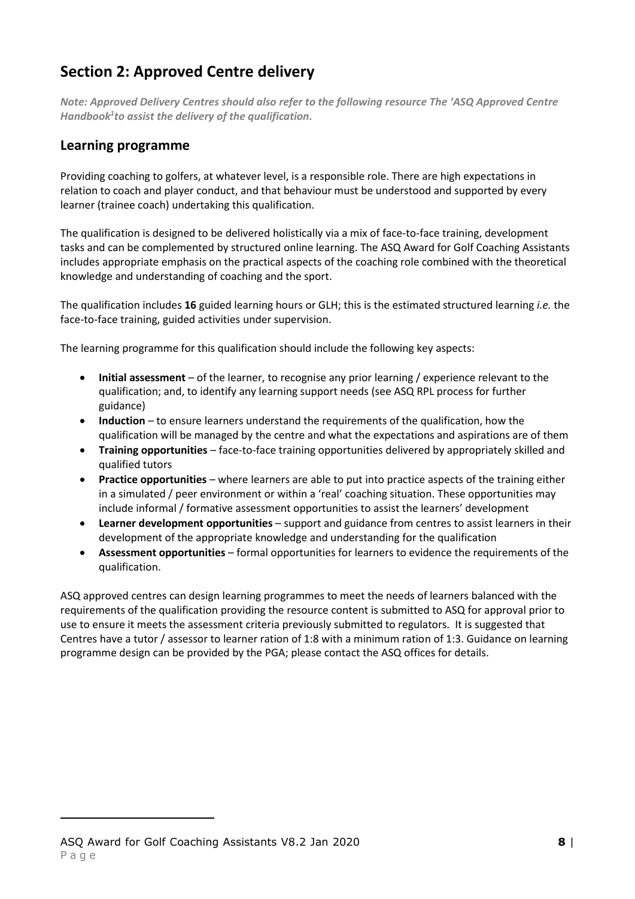## Section 2: Approved Centre delivery

***Note: Approved Delivery Centres should also refer to the following resource The 'ASQ Approved Centre Handbook[1]to assist the delivery of the qualification.***

### Learning programme

Providing coaching to golfers, at whatever level, is a responsible role. There are high expectations in relation to coach and player conduct, and that behaviour must be understood and supported by every learner (trainee coach) undertaking this qualification.

The qualification is designed to be delivered holistically via a mix of face-to-face training, development tasks and can be complemented by structured online learning. The ASQ Award for Golf Coaching Assistants includes appropriate emphasis on the practical aspects of the coaching role combined with the theoretical knowledge and understanding of coaching and the sport.

The qualification includes **16** guided learning hours or GLH; this is the estimated structured learning *i.e.* the face-to-face training, guided activities under supervision.

The learning programme for this qualification should include the following key aspects:

- **Initial assessment** – of the learner, to recognise any prior learning / experience relevant to the qualification; and, to identify any learning support needs (see ASQ RPL process for further guidance)
- **Induction** – to ensure learners understand the requirements of the qualification, how the qualification will be managed by the centre and what the expectations and aspirations are of them
- **Training opportunities** – face-to-face training opportunities delivered by appropriately skilled and qualified tutors
- **Practice opportunities** – where learners are able to put into practice aspects of the training either in a simulated / peer environment or within a 'real' coaching situation. These opportunities may include informal / formative assessment opportunities to assist the learners' development
- **Learner development opportunities** – support and guidance from centres to assist learners in their development of the appropriate knowledge and understanding for the qualification
- **Assessment opportunities** – formal opportunities for learners to evidence the requirements of the qualification.

ASQ approved centres can design learning programmes to meet the needs of learners balanced with the requirements of the qualification providing the resource content is submitted to ASQ for approval prior to use to ensure it meets the assessment criteria previously submitted to regulators. It is suggested that Centres have a tutor / assessor to learner ration of 1:8 with a minimum ration of 1:3. Guidance on learning programme design can be provided by the PGA; please contact the ASQ offices for details.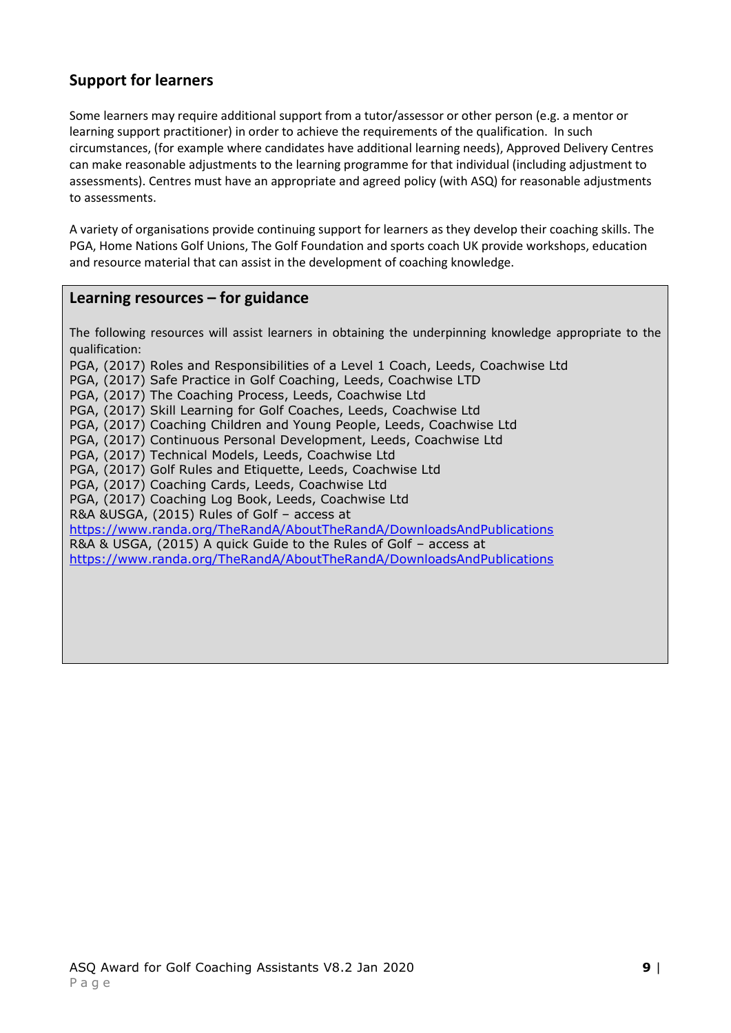## Support for learners

Some learners may require additional support from a tutor/assessor or other person (e.g. a mentor or learning support practitioner) in order to achieve the requirements of the qualification. In such circumstances, (for example where candidates have additional learning needs), Approved Delivery Centres can make reasonable adjustments to the learning programme for that individual (including adjustment to assessments). Centres must have an appropriate and agreed policy (with ASQ) for reasonable adjustments to assessments.

A variety of organisations provide continuing support for learners as they develop their coaching skills. The PGA, Home Nations Golf Unions, The Golf Foundation and sports coach UK provide workshops, education and resource material that can assist in the development of coaching knowledge.

### Learning resources – for guidance

The following resources will assist learners in obtaining the underpinning knowledge appropriate to the qualification:

PGA, (2017) Roles and Responsibilities of a Level 1 Coach, Leeds, Coachwise Ltd
PGA, (2017) Safe Practice in Golf Coaching, Leeds, Coachwise LTD
PGA, (2017) The Coaching Process, Leeds, Coachwise Ltd
PGA, (2017) Skill Learning for Golf Coaches, Leeds, Coachwise Ltd
PGA, (2017) Coaching Children and Young People, Leeds, Coachwise Ltd
PGA, (2017) Continuous Personal Development, Leeds, Coachwise Ltd
PGA, (2017) Technical Models, Leeds, Coachwise Ltd
PGA, (2017) Golf Rules and Etiquette, Leeds, Coachwise Ltd
PGA, (2017) Coaching Cards, Leeds, Coachwise Ltd
PGA, (2017) Coaching Log Book, Leeds, Coachwise Ltd
R&A &USGA, (2015) Rules of Golf – access at https://www.randa.org/TheRandA/AboutTheRandA/DownloadsAndPublications
R&A & USGA, (2015) A quick Guide to the Rules of Golf – access at https://www.randa.org/TheRandA/AboutTheRandA/DownloadsAndPublications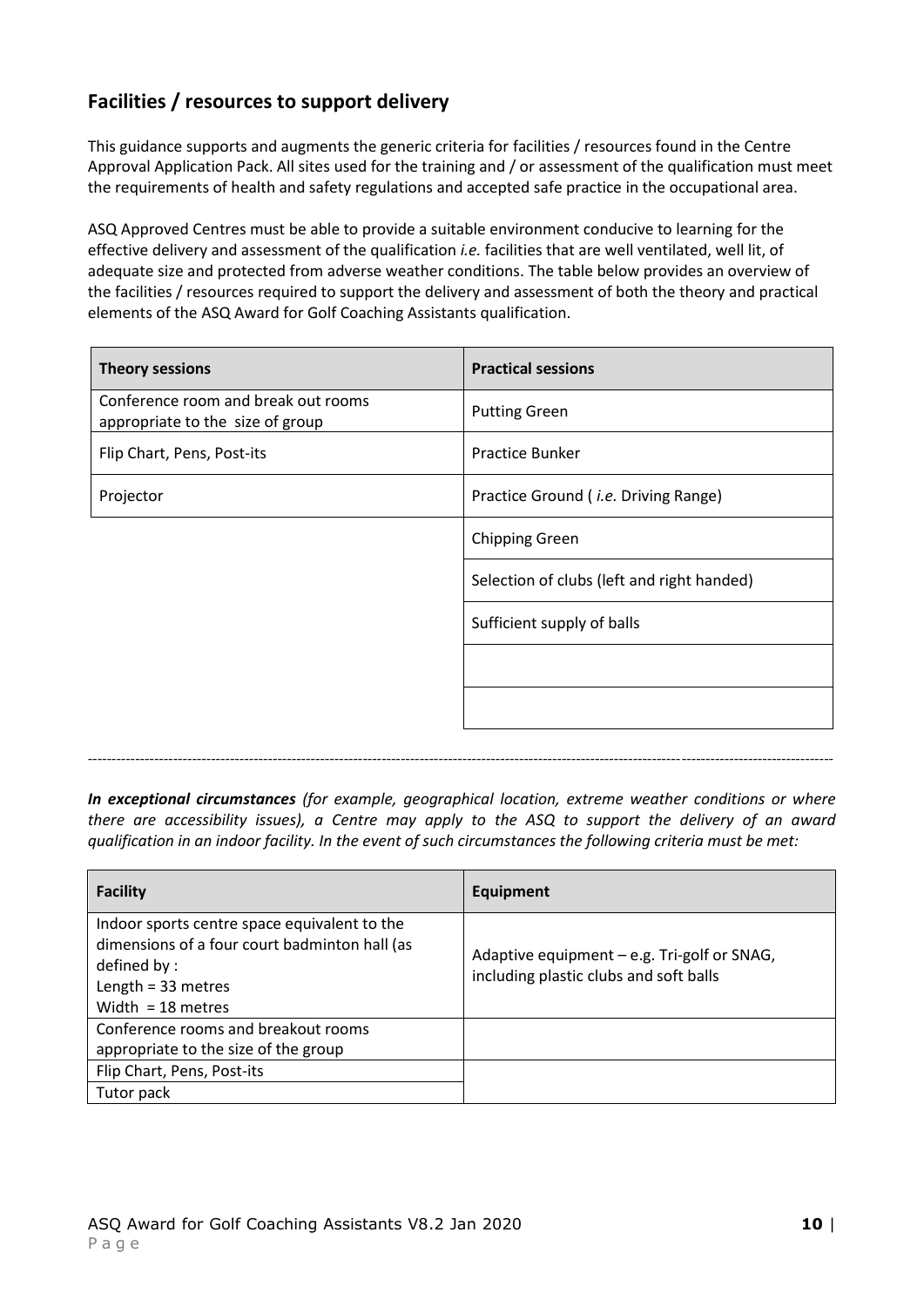## Facilities / resources to support delivery

This guidance supports and augments the generic criteria for facilities / resources found in the Centre Approval Application Pack. All sites used for the training and / or assessment of the qualification must meet the requirements of health and safety regulations and accepted safe practice in the occupational area.

ASQ Approved Centres must be able to provide a suitable environment conducive to learning for the effective delivery and assessment of the qualification *i.e.* facilities that are well ventilated, well lit, of adequate size and protected from adverse weather conditions. The table below provides an overview of the facilities / resources required to support the delivery and assessment of both the theory and practical elements of the ASQ Award for Golf Coaching Assistants qualification.

| **Theory sessions** | **Practical sessions** |
|---|---|
| Conference room and break out rooms appropriate to the size of group | Putting Green |
| Flip Chart, Pens, Post-its | Practice Bunker |
| Projector | Practice Ground ( *i.e.* Driving Range) |
| | Chipping Green |
| | Selection of clubs (left and right handed) |
| | Sufficient supply of balls |
| | |
| | |

---

***In exceptional circumstances*** *(for example, geographical location, extreme weather conditions or where there are accessibility issues), a Centre may apply to the ASQ to support the delivery of an award qualification in an indoor facility. In the event of such circumstances the following criteria must be met:*

| **Facility** | **Equipment** |
|---|---|
| Indoor sports centre space equivalent to the dimensions of a four court badminton hall (as defined by : Length = 33 metres Width = 18 metres | Adaptive equipment – e.g. Tri-golf or SNAG, including plastic clubs and soft balls |
| Conference rooms and breakout rooms appropriate to the size of the group | |
| Flip Chart, Pens, Post-its | |
| Tutor pack | |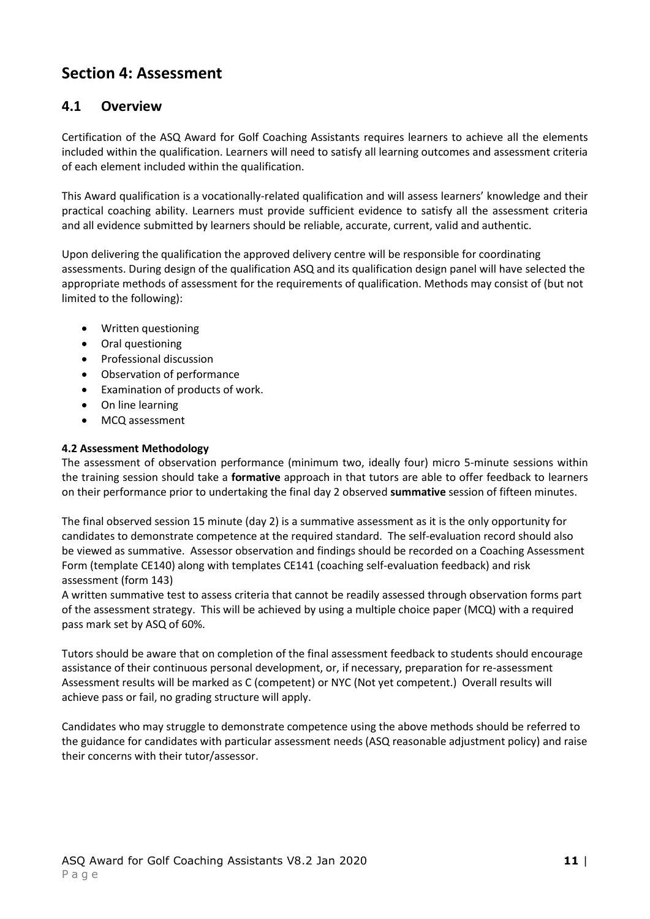# Section 4: Assessment

## 4.1 Overview

Certification of the ASQ Award for Golf Coaching Assistants requires learners to achieve all the elements included within the qualification. Learners will need to satisfy all learning outcomes and assessment criteria of each element included within the qualification.

This Award qualification is a vocationally-related qualification and will assess learners' knowledge and their practical coaching ability. Learners must provide sufficient evidence to satisfy all the assessment criteria and all evidence submitted by learners should be reliable, accurate, current, valid and authentic.

Upon delivering the qualification the approved delivery centre will be responsible for coordinating assessments. During design of the qualification ASQ and its qualification design panel will have selected the appropriate methods of assessment for the requirements of qualification. Methods may consist of (but not limited to the following):

- Written questioning
- Oral questioning
- Professional discussion
- Observation of performance
- Examination of products of work.
- On line learning
- MCQ assessment

**4.2 Assessment Methodology**

The assessment of observation performance (minimum two, ideally four) micro 5-minute sessions within the training session should take a **formative** approach in that tutors are able to offer feedback to learners on their performance prior to undertaking the final day 2 observed **summative** session of fifteen minutes.

The final observed session 15 minute (day 2) is a summative assessment as it is the only opportunity for candidates to demonstrate competence at the required standard. The self-evaluation record should also be viewed as summative. Assessor observation and findings should be recorded on a Coaching Assessment Form (template CE140) along with templates CE141 (coaching self-evaluation feedback) and risk assessment (form 143)

A written summative test to assess criteria that cannot be readily assessed through observation forms part of the assessment strategy. This will be achieved by using a multiple choice paper (MCQ) with a required pass mark set by ASQ of 60%.

Tutors should be aware that on completion of the final assessment feedback to students should encourage assistance of their continuous personal development, or, if necessary, preparation for re-assessment Assessment results will be marked as C (competent) or NYC (Not yet competent.) Overall results will achieve pass or fail, no grading structure will apply.

Candidates who may struggle to demonstrate competence using the above methods should be referred to the guidance for candidates with particular assessment needs (ASQ reasonable adjustment policy) and raise their concerns with their tutor/assessor.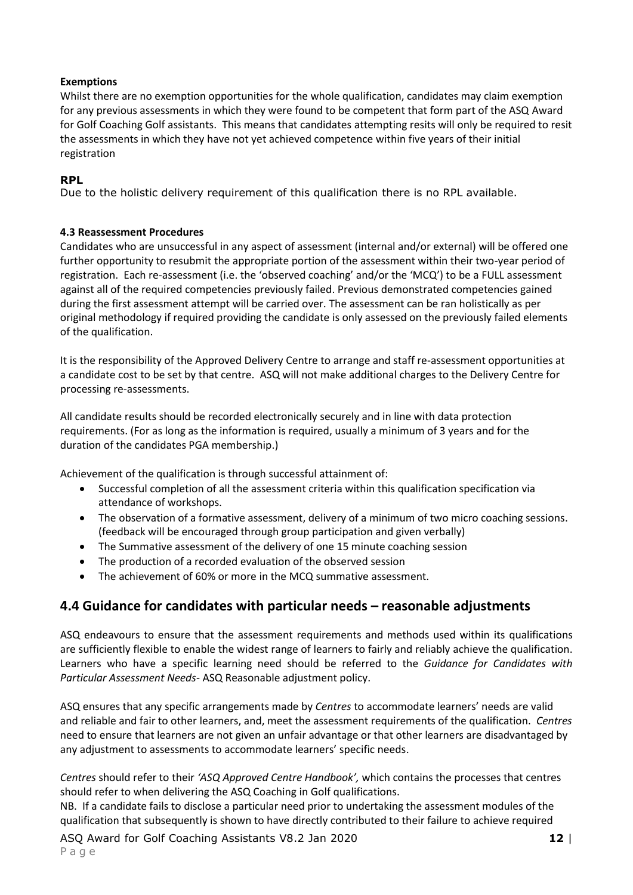**Exemptions**

Whilst there are no exemption opportunities for the whole qualification, candidates may claim exemption for any previous assessments in which they were found to be competent that form part of the ASQ Award for Golf Coaching Golf assistants. This means that candidates attempting resits will only be required to resit the assessments in which they have not yet achieved competence within five years of their initial registration

**RPL**

Due to the holistic delivery requirement of this qualification there is no RPL available.

**4.3 Reassessment Procedures**

Candidates who are unsuccessful in any aspect of assessment (internal and/or external) will be offered one further opportunity to resubmit the appropriate portion of the assessment within their two-year period of registration. Each re-assessment (i.e. the 'observed coaching' and/or the 'MCQ') to be a FULL assessment against all of the required competencies previously failed. Previous demonstrated competencies gained during the first assessment attempt will be carried over. The assessment can be ran holistically as per original methodology if required providing the candidate is only assessed on the previously failed elements of the qualification.

It is the responsibility of the Approved Delivery Centre to arrange and staff re-assessment opportunities at a candidate cost to be set by that centre. ASQ will not make additional charges to the Delivery Centre for processing re-assessments.

All candidate results should be recorded electronically securely and in line with data protection requirements. (For as long as the information is required, usually a minimum of 3 years and for the duration of the candidates PGA membership.)

Achievement of the qualification is through successful attainment of:

- Successful completion of all the assessment criteria within this qualification specification via attendance of workshops.
- The observation of a formative assessment, delivery of a minimum of two micro coaching sessions. (feedback will be encouraged through group participation and given verbally)
- The Summative assessment of the delivery of one 15 minute coaching session
- The production of a recorded evaluation of the observed session
- The achievement of 60% or more in the MCQ summative assessment.

## 4.4 Guidance for candidates with particular needs – reasonable adjustments

ASQ endeavours to ensure that the assessment requirements and methods used within its qualifications are sufficiently flexible to enable the widest range of learners to fairly and reliably achieve the qualification. Learners who have a specific learning need should be referred to the *Guidance for Candidates with Particular Assessment Needs*- ASQ Reasonable adjustment policy.

ASQ ensures that any specific arrangements made by *Centres* to accommodate learners' needs are valid and reliable and fair to other learners, and, meet the assessment requirements of the qualification. *Centres* need to ensure that learners are not given an unfair advantage or that other learners are disadvantaged by any adjustment to assessments to accommodate learners' specific needs.

*Centres* should refer to their *'ASQ Approved Centre Handbook',* which contains the processes that centres should refer to when delivering the ASQ Coaching in Golf qualifications.

NB. If a candidate fails to disclose a particular need prior to undertaking the assessment modules of the qualification that subsequently is shown to have directly contributed to their failure to achieve required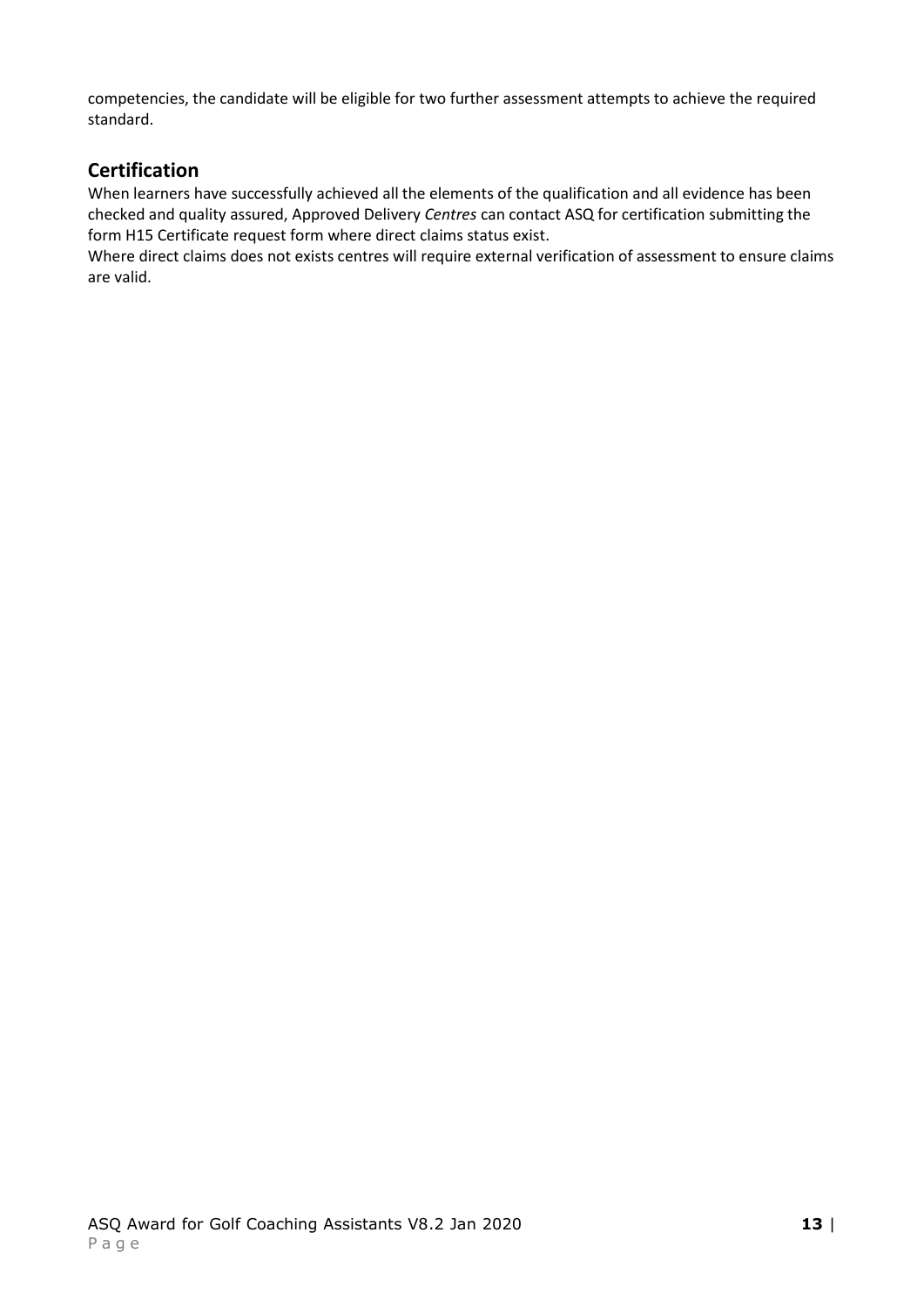competencies, the candidate will be eligible for two further assessment attempts to achieve the required standard.

## Certification

When learners have successfully achieved all the elements of the qualification and all evidence has been checked and quality assured, Approved Delivery *Centres* can contact ASQ for certification submitting the form H15 Certificate request form where direct claims status exist.

Where direct claims does not exists centres will require external verification of assessment to ensure claims are valid.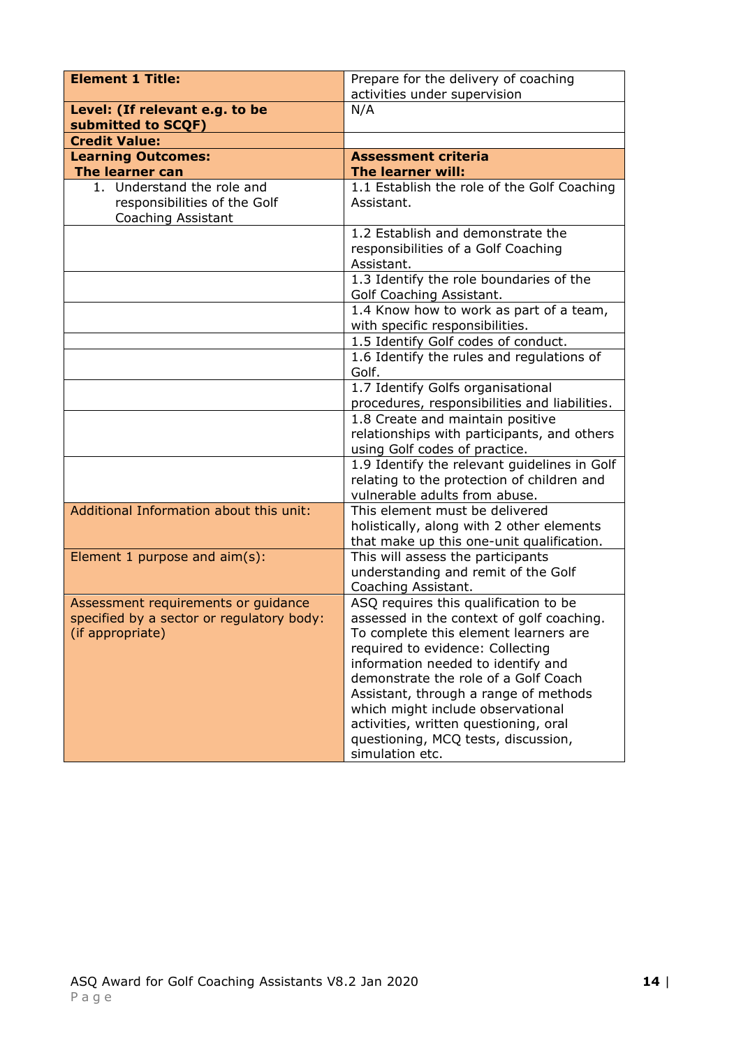| **Element 1 Title:** | Prepare for the delivery of coaching activities under supervision |
|---|---|
| **Level: (If relevant e.g. to be submitted to SCQF)** | N/A |
| **Credit Value:** | |
| **Learning Outcomes:**<br>**The learner can** | **Assessment criteria**<br>**The learner will:** |
| 1. Understand the role and responsibilities of the Golf Coaching Assistant | 1.1 Establish the role of the Golf Coaching Assistant. |
| | 1.2 Establish and demonstrate the responsibilities of a Golf Coaching Assistant. |
| | 1.3 Identify the role boundaries of the Golf Coaching Assistant. |
| | 1.4 Know how to work as part of a team, with specific responsibilities. |
| | 1.5 Identify Golf codes of conduct. |
| | 1.6 Identify the rules and regulations of Golf. |
| | 1.7 Identify Golfs organisational procedures, responsibilities and liabilities. |
| | 1.8 Create and maintain positive relationships with participants, and others using Golf codes of practice. |
| | 1.9 Identify the relevant guidelines in Golf relating to the protection of children and vulnerable adults from abuse. |
| Additional Information about this unit: | This element must be delivered holistically, along with 2 other elements that make up this one-unit qualification. |
| Element 1 purpose and aim(s): | This will assess the participants understanding and remit of the Golf Coaching Assistant. |
| Assessment requirements or guidance specified by a sector or regulatory body: (if appropriate) | ASQ requires this qualification to be assessed in the context of golf coaching. To complete this element learners are required to evidence: Collecting information needed to identify and demonstrate the role of a Golf Coach Assistant, through a range of methods which might include observational activities, written questioning, oral questioning, MCQ tests, discussion, simulation etc. |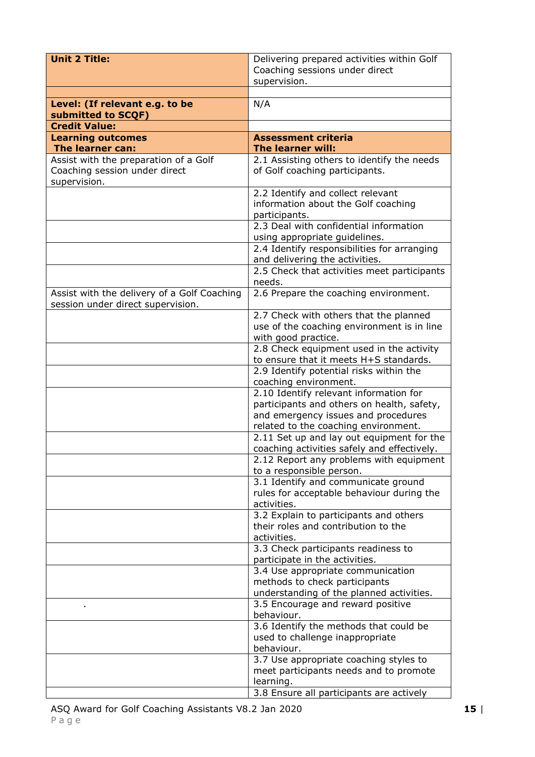| **Unit 2 Title:** | Delivering prepared activities within Golf Coaching sessions under direct supervision. |
|---|---|
| | |
| **Level: (If relevant e.g. to be submitted to SCQF)** | N/A |
| **Credit Value:** | |
| **Learning outcomes**<br>**The learner can:** | **Assessment criteria**<br>**The learner will:** |
| Assist with the preparation of a Golf Coaching session under direct supervision. | 2.1 Assisting others to identify the needs of Golf coaching participants. |
| | 2.2 Identify and collect relevant information about the Golf coaching participants. |
| | 2.3 Deal with confidential information using appropriate guidelines. |
| | 2.4 Identify responsibilities for arranging and delivering the activities. |
| | 2.5 Check that activities meet participants needs. |
| Assist with the delivery of a Golf Coaching session under direct supervision. | 2.6 Prepare the coaching environment. |
| | 2.7 Check with others that the planned use of the coaching environment is in line with good practice. |
| | 2.8 Check equipment used in the activity to ensure that it meets H+S standards. |
| | 2.9 Identify potential risks within the coaching environment. |
| | 2.10 Identify relevant information for participants and others on health, safety, and emergency issues and procedures related to the coaching environment. |
| | 2.11 Set up and lay out equipment for the coaching activities safely and effectively. |
| | 2.12 Report any problems with equipment to a responsible person. |
| | 3.1 Identify and communicate ground rules for acceptable behaviour during the activities. |
| | 3.2 Explain to participants and others their roles and contribution to the activities. |
| | 3.3 Check participants readiness to participate in the activities. |
| | 3.4 Use appropriate communication methods to check participants understanding of the planned activities. |
| . | 3.5 Encourage and reward positive behaviour. |
| | 3.6 Identify the methods that could be used to challenge inappropriate behaviour. |
| | 3.7 Use appropriate coaching styles to meet participants needs and to promote learning. |
| | 3.8 Ensure all participants are actively |

ASQ Award for Golf Coaching Assistants V8.2 Jan 2020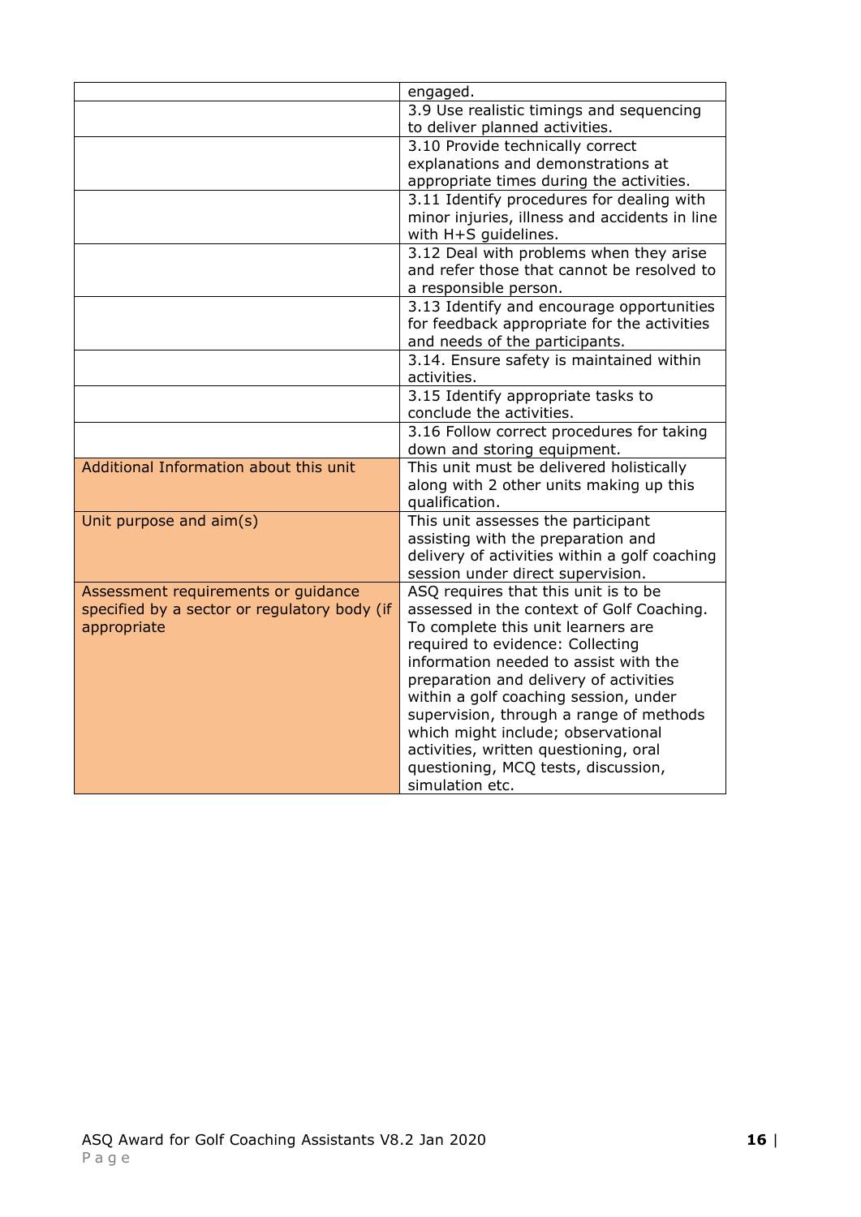| | |
|---|---|
| | engaged. |
| | 3.9 Use realistic timings and sequencing to deliver planned activities. |
| | 3.10 Provide technically correct explanations and demonstrations at appropriate times during the activities. |
| | 3.11 Identify procedures for dealing with minor injuries, illness and accidents in line with H+S guidelines. |
| | 3.12 Deal with problems when they arise and refer those that cannot be resolved to a responsible person. |
| | 3.13 Identify and encourage opportunities for feedback appropriate for the activities and needs of the participants. |
| | 3.14. Ensure safety is maintained within activities. |
| | 3.15 Identify appropriate tasks to conclude the activities. |
| | 3.16 Follow correct procedures for taking down and storing equipment. |
| Additional Information about this unit | This unit must be delivered holistically along with 2 other units making up this qualification. |
| Unit purpose and aim(s) | This unit assesses the participant assisting with the preparation and delivery of activities within a golf coaching session under direct supervision. |
| Assessment requirements or guidance specified by a sector or regulatory body (if appropriate | ASQ requires that this unit is to be assessed in the context of Golf Coaching. To complete this unit learners are required to evidence: Collecting information needed to assist with the preparation and delivery of activities within a golf coaching session, under supervision, through a range of methods which might include; observational activities, written questioning, oral questioning, MCQ tests, discussion, simulation etc. |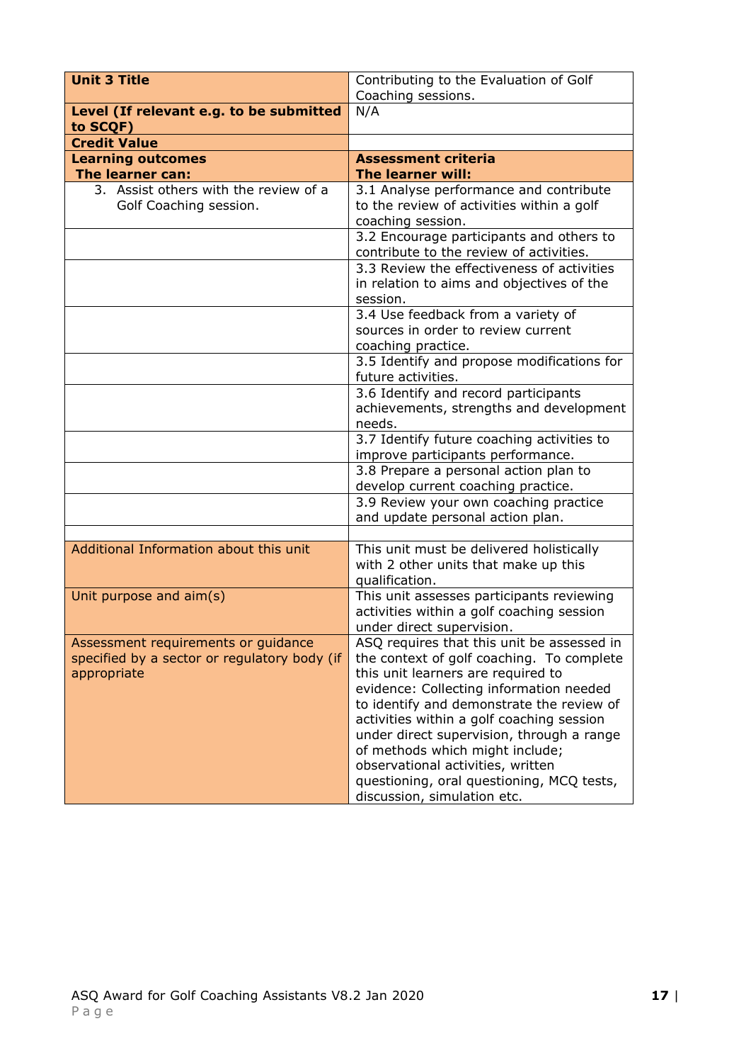| **Unit 3 Title** | Contributing to the Evaluation of Golf Coaching sessions. |
|---|---|
| **Level (If relevant e.g. to be submitted to SCQF)** | N/A |
| **Credit Value** | |
| **Learning outcomes**<br>**The learner can:** | **Assessment criteria**<br>**The learner will:** |
| 3. Assist others with the review of a Golf Coaching session. | 3.1 Analyse performance and contribute to the review of activities within a golf coaching session. |
| | 3.2 Encourage participants and others to contribute to the review of activities. |
| | 3.3 Review the effectiveness of activities in relation to aims and objectives of the session. |
| | 3.4 Use feedback from a variety of sources in order to review current coaching practice. |
| | 3.5 Identify and propose modifications for future activities. |
| | 3.6 Identify and record participants achievements, strengths and development needs. |
| | 3.7 Identify future coaching activities to improve participants performance. |
| | 3.8 Prepare a personal action plan to develop current coaching practice. |
| | 3.9 Review your own coaching practice and update personal action plan. |
| | |
| Additional Information about this unit | This unit must be delivered holistically with 2 other units that make up this qualification. |
| Unit purpose and aim(s) | This unit assesses participants reviewing activities within a golf coaching session under direct supervision. |
| Assessment requirements or guidance specified by a sector or regulatory body (if appropriate | ASQ requires that this unit be assessed in the context of golf coaching. To complete this unit learners are required to evidence: Collecting information needed to identify and demonstrate the review of activities within a golf coaching session under direct supervision, through a range of methods which might include; observational activities, written questioning, oral questioning, MCQ tests, discussion, simulation etc. |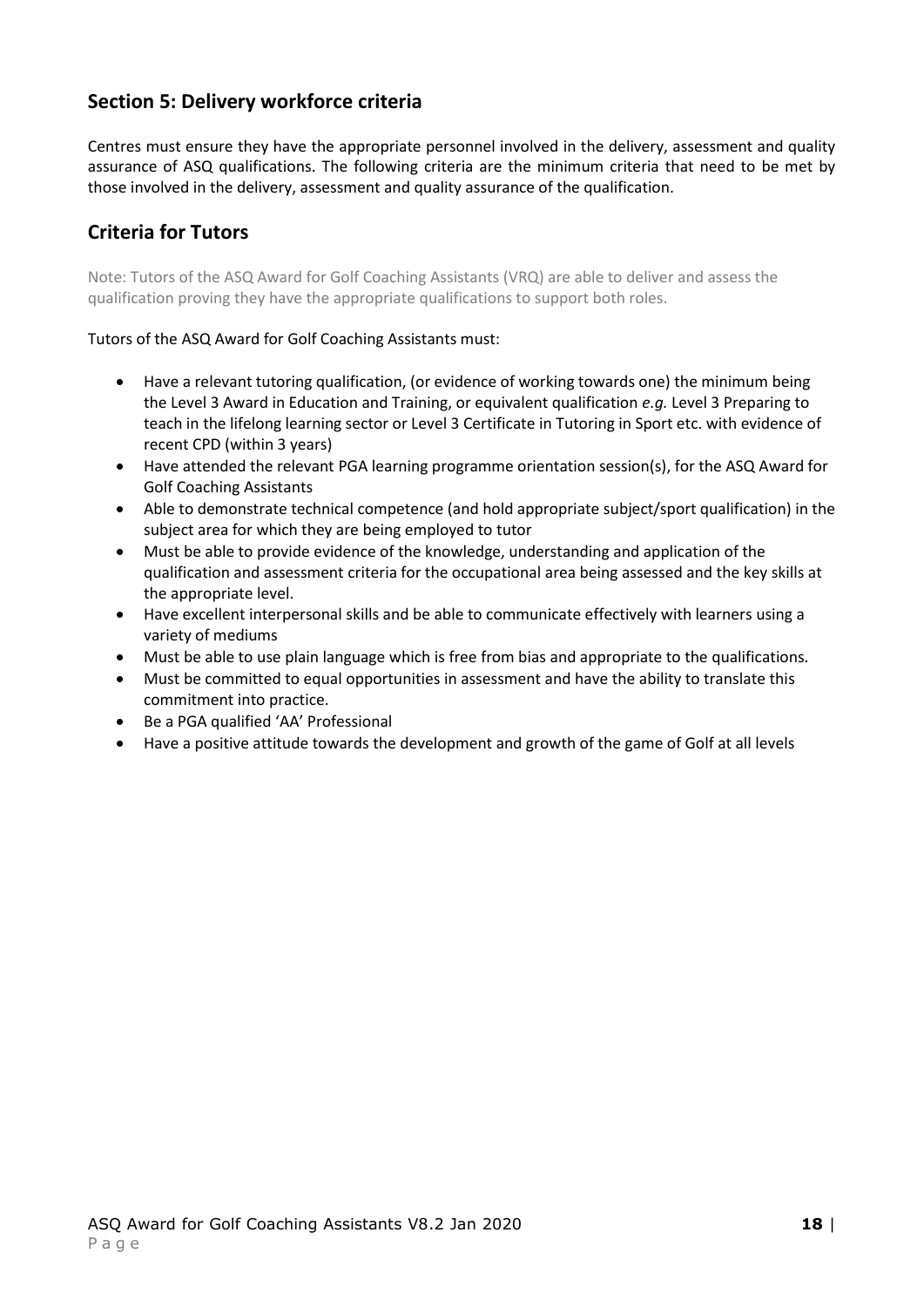## Section 5: Delivery workforce criteria

Centres must ensure they have the appropriate personnel involved in the delivery, assessment and quality assurance of ASQ qualifications. The following criteria are the minimum criteria that need to be met by those involved in the delivery, assessment and quality assurance of the qualification.

## Criteria for Tutors

Note: Tutors of the ASQ Award for Golf Coaching Assistants (VRQ) are able to deliver and assess the qualification proving they have the appropriate qualifications to support both roles.

Tutors of the ASQ Award for Golf Coaching Assistants must:

- Have a relevant tutoring qualification, (or evidence of working towards one) the minimum being the Level 3 Award in Education and Training, or equivalent qualification *e.g.* Level 3 Preparing to teach in the lifelong learning sector or Level 3 Certificate in Tutoring in Sport etc. with evidence of recent CPD (within 3 years)
- Have attended the relevant PGA learning programme orientation session(s), for the ASQ Award for Golf Coaching Assistants
- Able to demonstrate technical competence (and hold appropriate subject/sport qualification) in the subject area for which they are being employed to tutor
- Must be able to provide evidence of the knowledge, understanding and application of the qualification and assessment criteria for the occupational area being assessed and the key skills at the appropriate level.
- Have excellent interpersonal skills and be able to communicate effectively with learners using a variety of mediums
- Must be able to use plain language which is free from bias and appropriate to the qualifications.
- Must be committed to equal opportunities in assessment and have the ability to translate this commitment into practice.
- Be a PGA qualified 'AA' Professional
- Have a positive attitude towards the development and growth of the game of Golf at all levels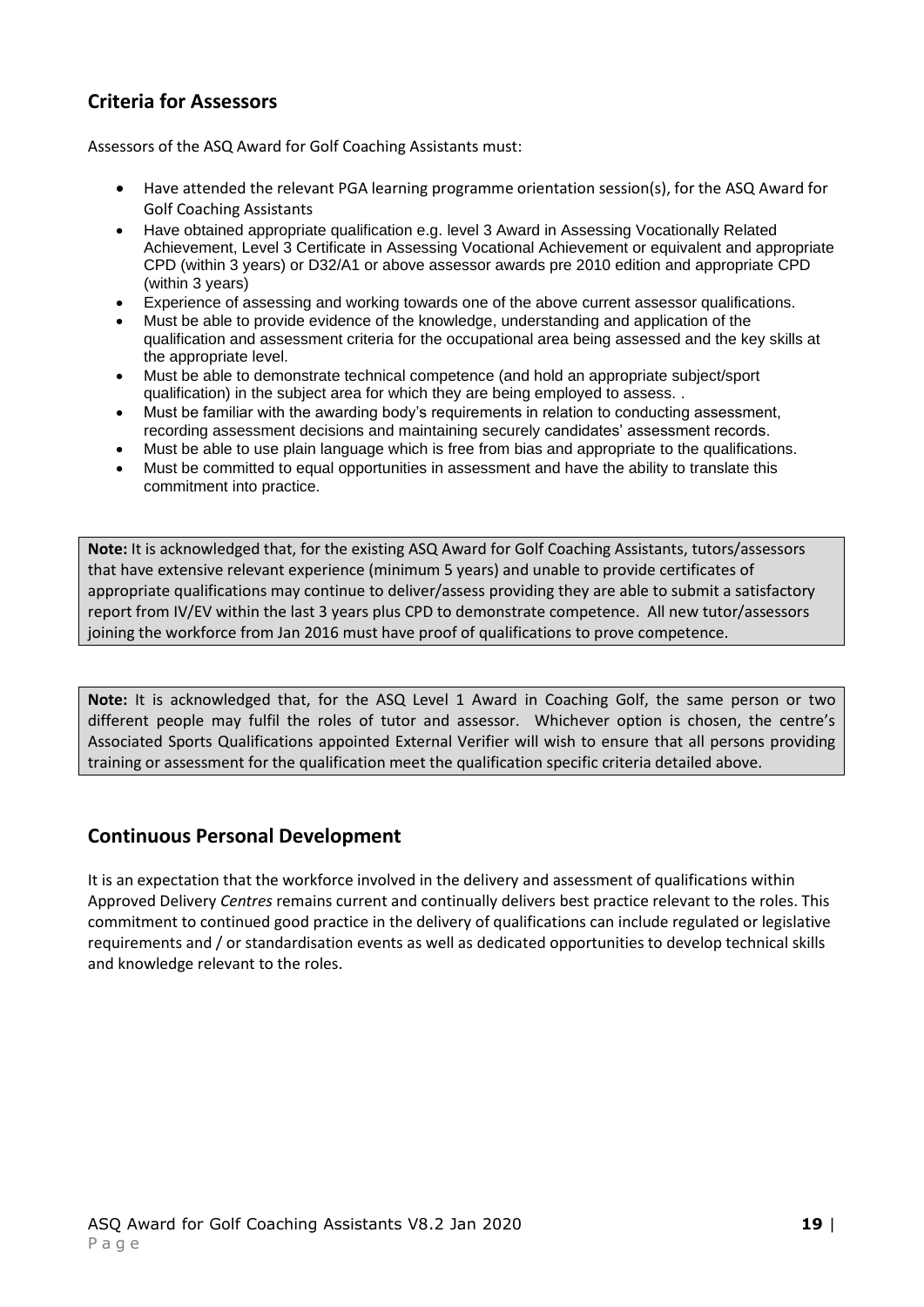## Criteria for Assessors

Assessors of the ASQ Award for Golf Coaching Assistants must:

- Have attended the relevant PGA learning programme orientation session(s), for the ASQ Award for Golf Coaching Assistants
- Have obtained appropriate qualification e.g. level 3 Award in Assessing Vocationally Related Achievement, Level 3 Certificate in Assessing Vocational Achievement or equivalent and appropriate CPD (within 3 years) or D32/A1 or above assessor awards pre 2010 edition and appropriate CPD (within 3 years)
- Experience of assessing and working towards one of the above current assessor qualifications.
- Must be able to provide evidence of the knowledge, understanding and application of the qualification and assessment criteria for the occupational area being assessed and the key skills at the appropriate level.
- Must be able to demonstrate technical competence (and hold an appropriate subject/sport qualification) in the subject area for which they are being employed to assess. .
- Must be familiar with the awarding body's requirements in relation to conducting assessment, recording assessment decisions and maintaining securely candidates' assessment records.
- Must be able to use plain language which is free from bias and appropriate to the qualifications.
- Must be committed to equal opportunities in assessment and have the ability to translate this commitment into practice.

**Note:** It is acknowledged that, for the existing ASQ Award for Golf Coaching Assistants, tutors/assessors that have extensive relevant experience (minimum 5 years) and unable to provide certificates of appropriate qualifications may continue to deliver/assess providing they are able to submit a satisfactory report from IV/EV within the last 3 years plus CPD to demonstrate competence. All new tutor/assessors joining the workforce from Jan 2016 must have proof of qualifications to prove competence.

**Note:** It is acknowledged that, for the ASQ Level 1 Award in Coaching Golf, the same person or two different people may fulfil the roles of tutor and assessor. Whichever option is chosen, the centre's Associated Sports Qualifications appointed External Verifier will wish to ensure that all persons providing training or assessment for the qualification meet the qualification specific criteria detailed above.

## Continuous Personal Development

It is an expectation that the workforce involved in the delivery and assessment of qualifications within Approved Delivery *Centres* remains current and continually delivers best practice relevant to the roles. This commitment to continued good practice in the delivery of qualifications can include regulated or legislative requirements and / or standardisation events as well as dedicated opportunities to develop technical skills and knowledge relevant to the roles.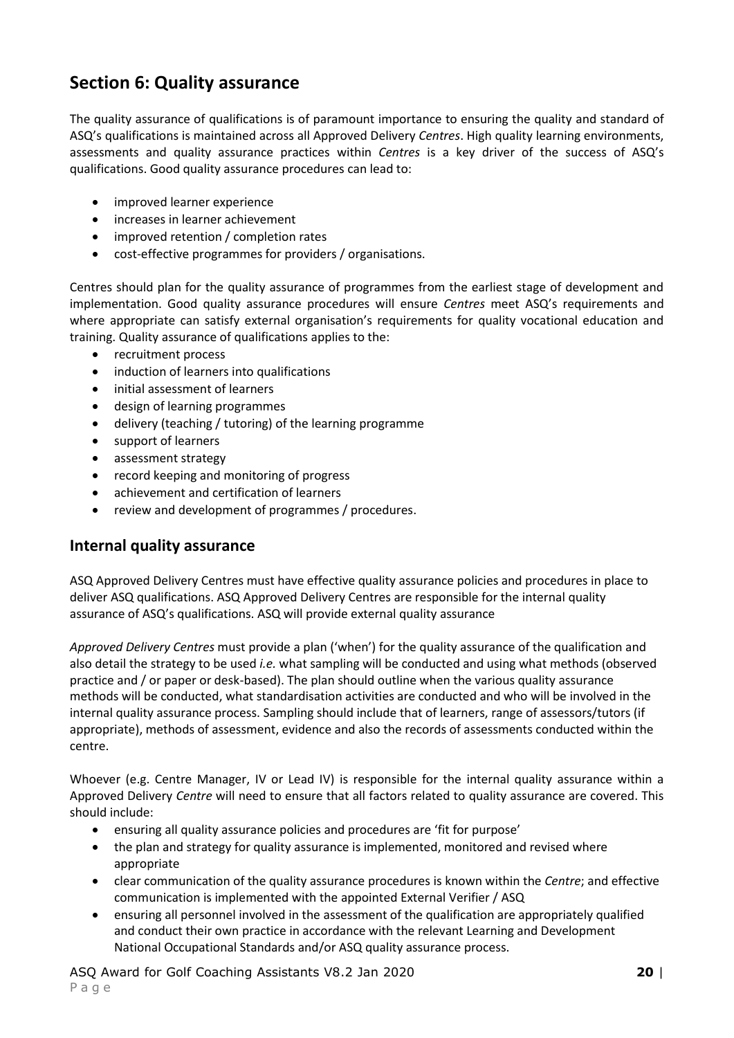## Section 6: Quality assurance

The quality assurance of qualifications is of paramount importance to ensuring the quality and standard of ASQ's qualifications is maintained across all Approved Delivery *Centres*. High quality learning environments, assessments and quality assurance practices within *Centres* is a key driver of the success of ASQ's qualifications. Good quality assurance procedures can lead to:

- improved learner experience
- increases in learner achievement
- improved retention / completion rates
- cost-effective programmes for providers / organisations.

Centres should plan for the quality assurance of programmes from the earliest stage of development and implementation. Good quality assurance procedures will ensure *Centres* meet ASQ's requirements and where appropriate can satisfy external organisation's requirements for quality vocational education and training. Quality assurance of qualifications applies to the:

- recruitment process
- induction of learners into qualifications
- initial assessment of learners
- design of learning programmes
- delivery (teaching / tutoring) of the learning programme
- support of learners
- assessment strategy
- record keeping and monitoring of progress
- achievement and certification of learners
- review and development of programmes / procedures.

### Internal quality assurance

ASQ Approved Delivery Centres must have effective quality assurance policies and procedures in place to deliver ASQ qualifications. ASQ Approved Delivery Centres are responsible for the internal quality assurance of ASQ's qualifications. ASQ will provide external quality assurance

*Approved Delivery Centres* must provide a plan ('when') for the quality assurance of the qualification and also detail the strategy to be used *i.e.* what sampling will be conducted and using what methods (observed practice and / or paper or desk-based). The plan should outline when the various quality assurance methods will be conducted, what standardisation activities are conducted and who will be involved in the internal quality assurance process. Sampling should include that of learners, range of assessors/tutors (if appropriate), methods of assessment, evidence and also the records of assessments conducted within the centre.

Whoever (e.g. Centre Manager, IV or Lead IV) is responsible for the internal quality assurance within a Approved Delivery *Centre* will need to ensure that all factors related to quality assurance are covered. This should include:

- ensuring all quality assurance policies and procedures are 'fit for purpose'
- the plan and strategy for quality assurance is implemented, monitored and revised where appropriate
- clear communication of the quality assurance procedures is known within the *Centre*; and effective communication is implemented with the appointed External Verifier / ASQ
- ensuring all personnel involved in the assessment of the qualification are appropriately qualified and conduct their own practice in accordance with the relevant Learning and Development National Occupational Standards and/or ASQ quality assurance process.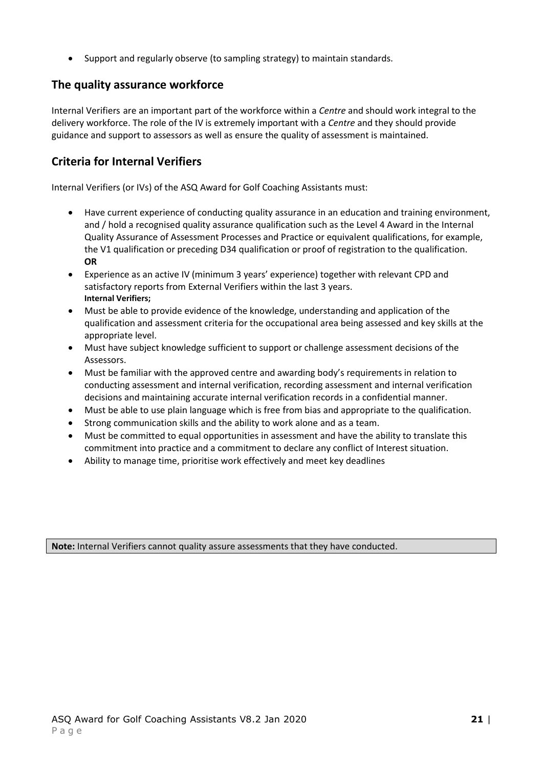- Support and regularly observe (to sampling strategy) to maintain standards.

## The quality assurance workforce

Internal Verifiers are an important part of the workforce within a *Centre* and should work integral to the delivery workforce. The role of the IV is extremely important with a *Centre* and they should provide guidance and support to assessors as well as ensure the quality of assessment is maintained.

## Criteria for Internal Verifiers

Internal Verifiers (or IVs) of the ASQ Award for Golf Coaching Assistants must:

- Have current experience of conducting quality assurance in an education and training environment, and / hold a recognised quality assurance qualification such as the Level 4 Award in the Internal Quality Assurance of Assessment Processes and Practice or equivalent qualifications, for example, the V1 qualification or preceding D34 qualification or proof of registration to the qualification.
  **OR**
- Experience as an active IV (minimum 3 years' experience) together with relevant CPD and satisfactory reports from External Verifiers within the last 3 years.
  **Internal Verifiers;**
- Must be able to provide evidence of the knowledge, understanding and application of the qualification and assessment criteria for the occupational area being assessed and key skills at the appropriate level.
- Must have subject knowledge sufficient to support or challenge assessment decisions of the Assessors.
- Must be familiar with the approved centre and awarding body's requirements in relation to conducting assessment and internal verification, recording assessment and internal verification decisions and maintaining accurate internal verification records in a confidential manner.
- Must be able to use plain language which is free from bias and appropriate to the qualification.
- Strong communication skills and the ability to work alone and as a team.
- Must be committed to equal opportunities in assessment and have the ability to translate this commitment into practice and a commitment to declare any conflict of Interest situation.
- Ability to manage time, prioritise work effectively and meet key deadlines

**Note:** Internal Verifiers cannot quality assure assessments that they have conducted.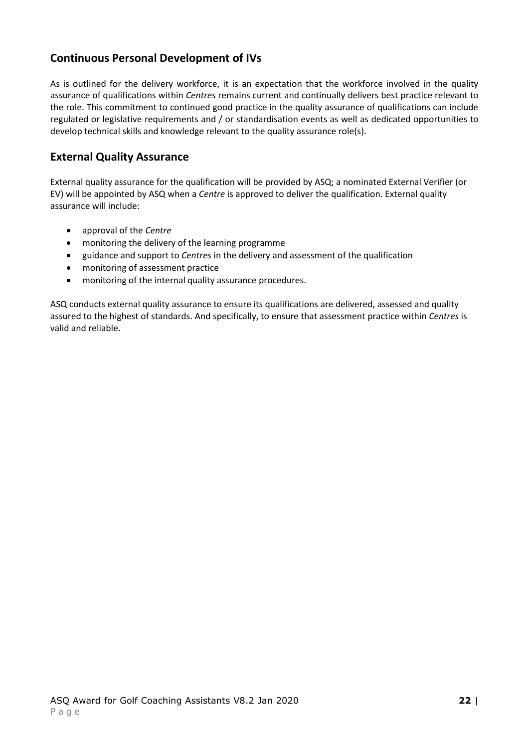## Continuous Personal Development of IVs

As is outlined for the delivery workforce, it is an expectation that the workforce involved in the quality assurance of qualifications within *Centres* remains current and continually delivers best practice relevant to the role. This commitment to continued good practice in the quality assurance of qualifications can include regulated or legislative requirements and / or standardisation events as well as dedicated opportunities to develop technical skills and knowledge relevant to the quality assurance role(s).

## External Quality Assurance

External quality assurance for the qualification will be provided by ASQ; a nominated External Verifier (or EV) will be appointed by ASQ when a *Centre* is approved to deliver the qualification. External quality assurance will include:

- approval of the *Centre*
- monitoring the delivery of the learning programme
- guidance and support to *Centres* in the delivery and assessment of the qualification
- monitoring of assessment practice
- monitoring of the internal quality assurance procedures.

ASQ conducts external quality assurance to ensure its qualifications are delivered, assessed and quality assured to the highest of standards. And specifically, to ensure that assessment practice within *Centres* is valid and reliable.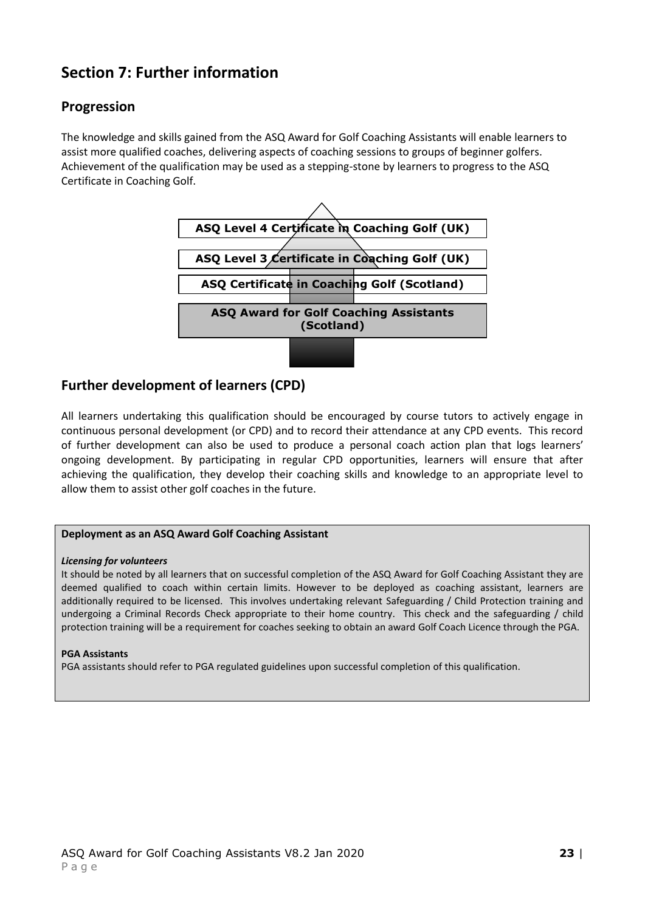## Section 7: Further information

### Progression

The knowledge and skills gained from the ASQ Award for Golf Coaching Assistants will enable learners to assist more qualified coaches, delivering aspects of coaching sessions to groups of beginner golfers. Achievement of the qualification may be used as a stepping-stone by learners to progress to the ASQ Certificate in Coaching Golf.

ASQ Level 4 Certificate in Coaching Golf (UK)

ASQ Level 3 Certificate in Coaching Golf (UK)

ASQ Certificate in Coaching Golf (Scotland)

ASQ Award for Golf Coaching Assistants (Scotland)

### Further development of learners (CPD)

All learners undertaking this qualification should be encouraged by course tutors to actively engage in continuous personal development (or CPD) and to record their attendance at any CPD events. This record of further development can also be used to produce a personal coach action plan that logs learners' ongoing development. By participating in regular CPD opportunities, learners will ensure that after achieving the qualification, they develop their coaching skills and knowledge to an appropriate level to allow them to assist other golf coaches in the future.

**Deployment as an ASQ Award Golf Coaching Assistant**

***Licensing for volunteers***

It should be noted by all learners that on successful completion of the ASQ Award for Golf Coaching Assistant they are deemed qualified to coach within certain limits. However to be deployed as coaching assistant, learners are additionally required to be licensed. This involves undertaking relevant Safeguarding / Child Protection training and undergoing a Criminal Records Check appropriate to their home country. This check and the safeguarding / child protection training will be a requirement for coaches seeking to obtain an award Golf Coach Licence through the PGA.

**PGA Assistants**

PGA assistants should refer to PGA regulated guidelines upon successful completion of this qualification.